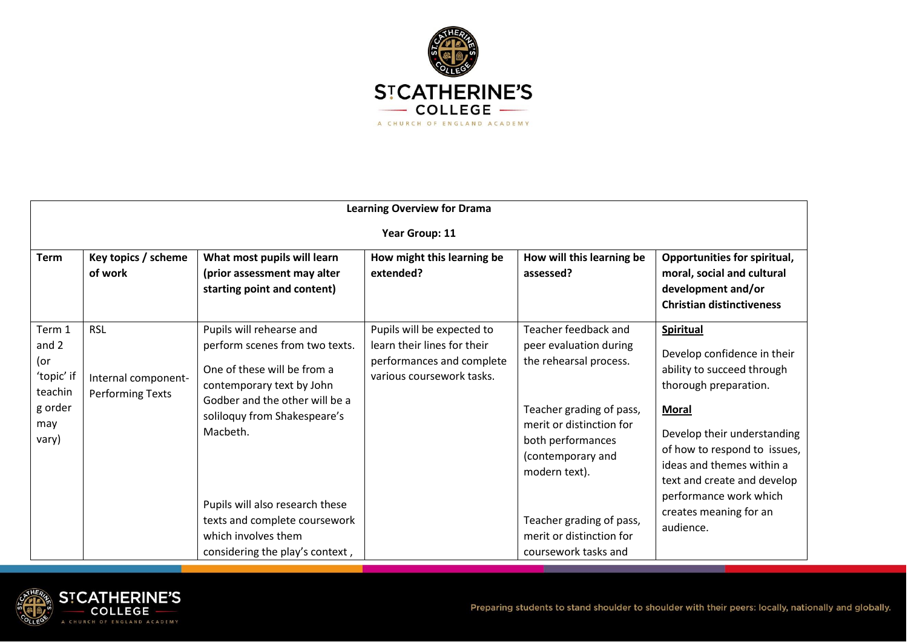| Learning Overview for Drama<br><br>Year Group: 11 | | | | | |
|---|---|---|---|---|---|
| **Term** | **Key topics / scheme of work** | **What most pupils will learn (prior assessment may alter starting point and content)** | **How might this learning be extended?** | **How will this learning be assessed?** | **Opportunities for spiritual, moral, social and cultural development and/or Christian distinctiveness** |
| Term 1 and 2 (or 'topic' if teaching order may vary) | RSL<br><br>Internal component- Performing Texts | Pupils will rehearse and perform scenes from two texts.<br><br>One of these will be from a contemporary text by John Godber and the other will be a soliloquy from Shakespeare's Macbeth.<br><br>Pupils will also research these texts and complete coursework which involves them considering the play's context , | Pupils will be expected to learn their lines for their performances and complete various coursework tasks. | Teacher feedback and peer evaluation during the rehearsal process.<br><br>Teacher grading of pass, merit or distinction for both performances (contemporary and modern text).<br><br>Teacher grading of pass, merit or distinction for coursework tasks and | <u>**Spiritual**</u><br><br>Develop confidence in their ability to succeed through thorough preparation.<br><br><u>**Moral**</u><br><br>Develop their understanding of how to respond to issues, ideas and themes within a text and create and develop performance work which creates meaning for an audience. |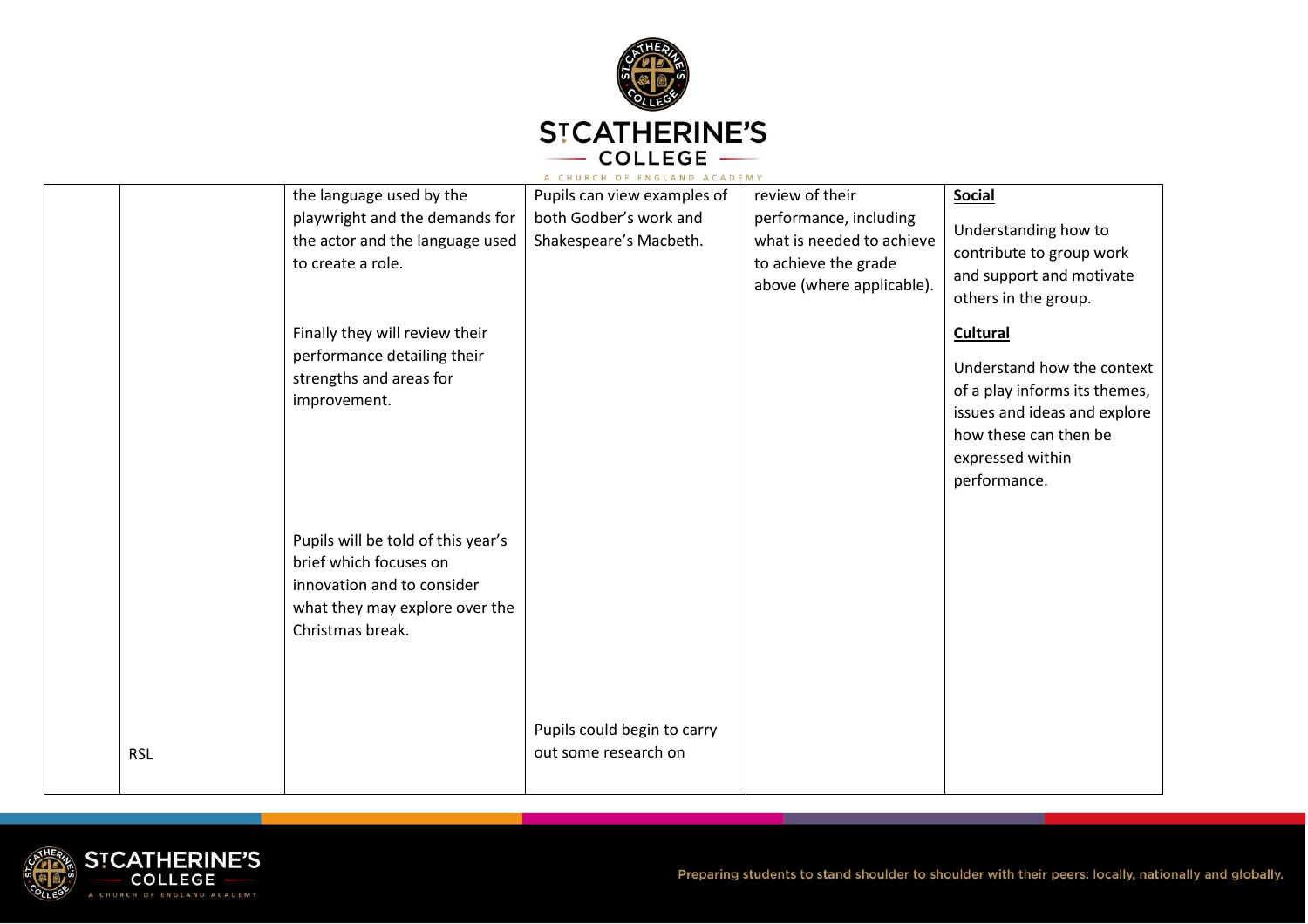|  |  |  |  |  |  |
|---|---|---|---|---|---|
|  |  | the language used by the playwright and the demands for the actor and the language used to create a role.<br><br>Finally they will review their performance detailing their strengths and areas for improvement. | Pupils can view examples of both Godber's work and Shakespeare's Macbeth. | review of their performance, including what is needed to achieve to achieve the grade above (where applicable). | **Social**<br><br>Understanding how to contribute to group work and support and motivate others in the group.<br><br>**Cultural**<br><br>Understand how the context of a play informs its themes, issues and ideas and explore how these can then be expressed within performance. |
|  | RSL | Pupils will be told of this year's brief which focuses on innovation and to consider what they may explore over the Christmas break. | Pupils could begin to carry out some research on |  |  |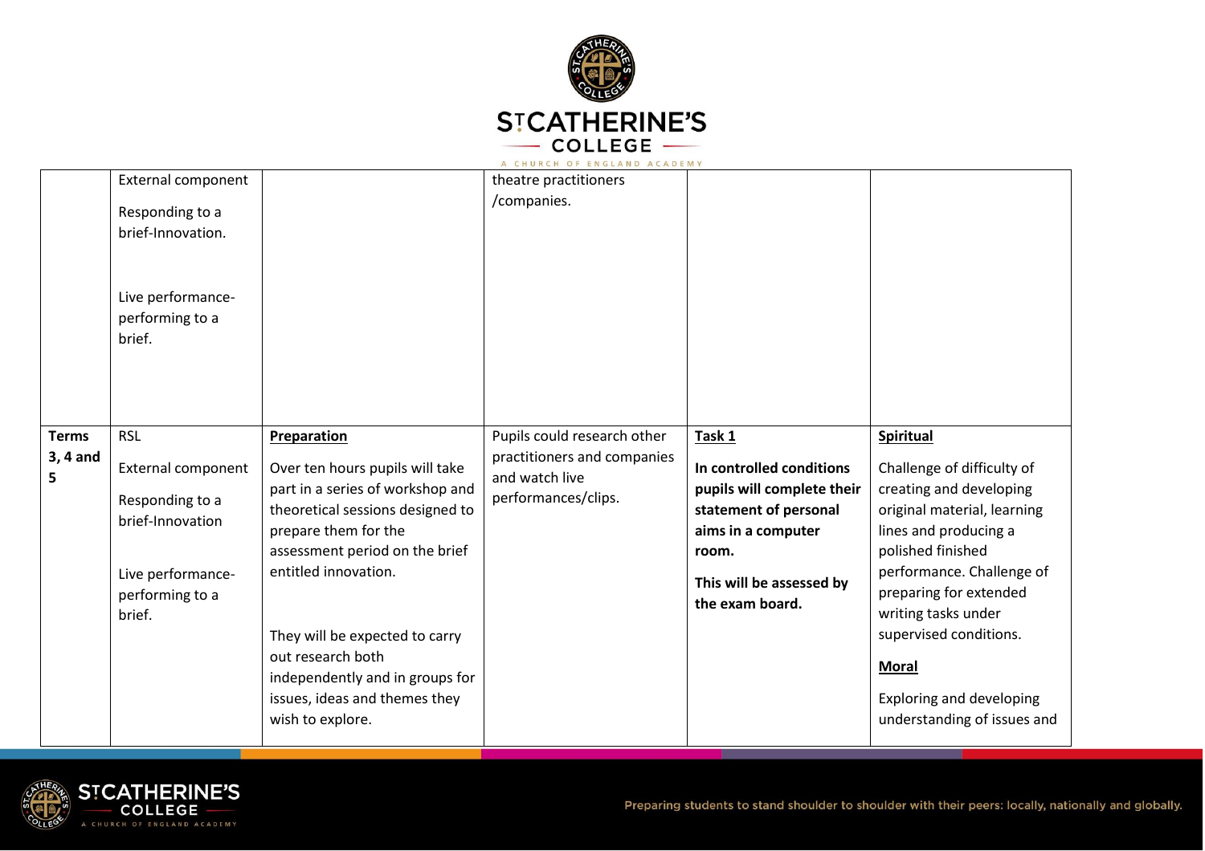| | | | | | |
|---|---|---|---|---|---|
| | External component<br><br>Responding to a brief-Innovation.<br><br>Live performance-performing to a brief. | | theatre practitioners /companies. | | |
| **Terms 3, 4 and 5** | RSL<br><br>External component<br><br>Responding to a brief-Innovation<br><br>Live performance-performing to a brief. | **Preparation**<br><br>Over ten hours pupils will take part in a series of workshop and theoretical sessions designed to prepare them for the assessment period on the brief entitled innovation.<br><br>They will be expected to carry out research both independently and in groups for issues, ideas and themes they wish to explore. | Pupils could research other practitioners and companies and watch live performances/clips. | **Task 1**<br><br>**In controlled conditions pupils will complete their statement of personal aims in a computer room.**<br><br>**This will be assessed by the exam board.** | **Spiritual**<br><br>Challenge of difficulty of creating and developing original material, learning lines and producing a polished finished performance. Challenge of preparing for extended writing tasks under supervised conditions.<br><br>**Moral**<br><br>Exploring and developing understanding of issues and |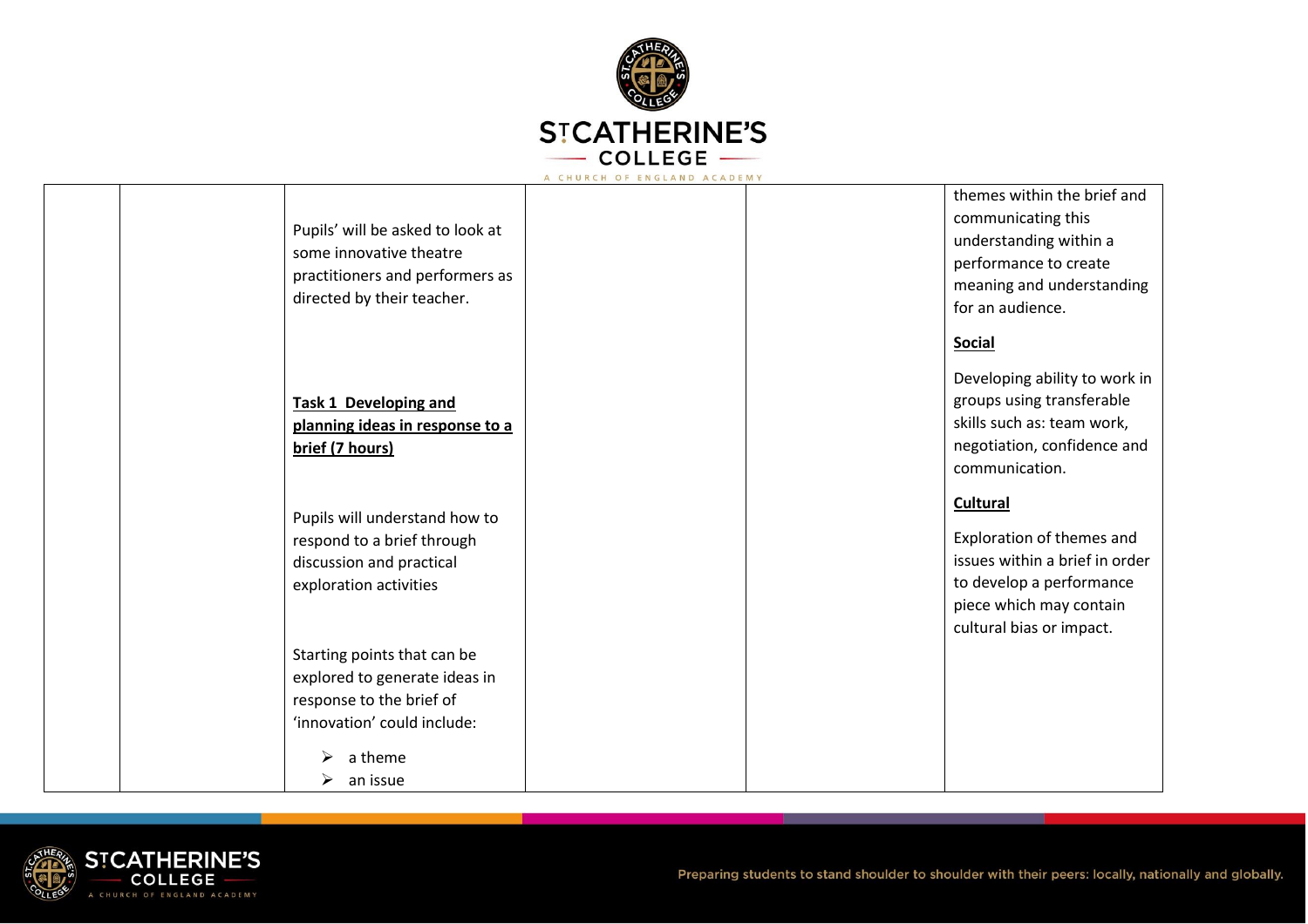| | | | | | |
|---|---|---|---|---|---|
| | | Pupils' will be asked to look at some innovative theatre practitioners and performers as directed by their teacher.<br><br>**<u>Task 1 Developing and planning ideas in response to a brief (7 hours)</u>**<br><br>Pupils will understand how to respond to a brief through discussion and practical exploration activities<br><br>Starting points that can be explored to generate ideas in response to the brief of 'innovation' could include:<br><br>➢ a theme<br>➢ an issue | | | themes within the brief and communicating this understanding within a performance to create meaning and understanding for an audience.<br><br>**<u>Social</u>**<br><br>Developing ability to work in groups using transferable skills such as: team work, negotiation, confidence and communication.<br><br>**<u>Cultural</u>**<br><br>Exploration of themes and issues within a brief in order to develop a performance piece which may contain cultural bias or impact. |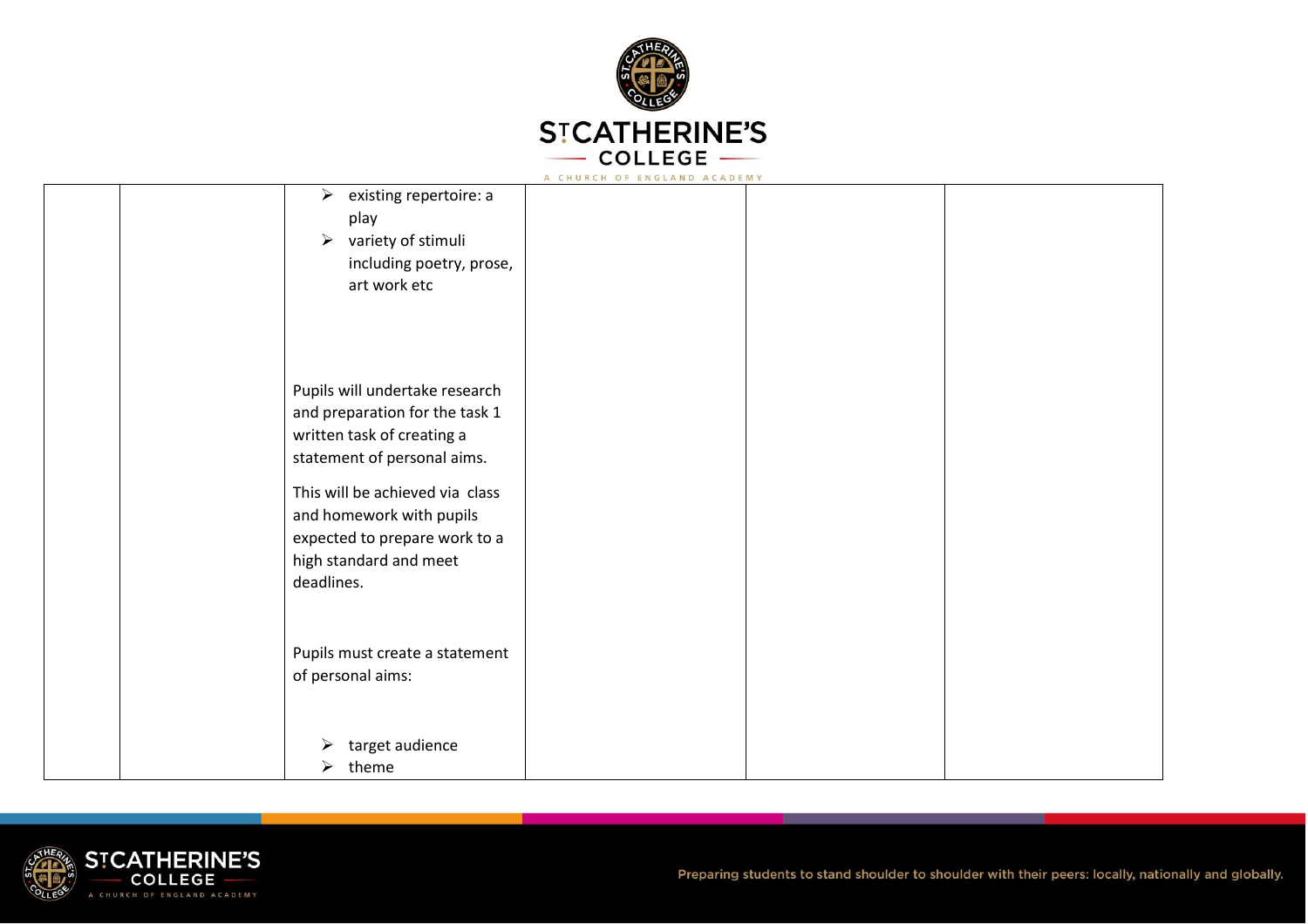|  |  |  |  |  |  |
|---|---|---|---|---|---|
|  |  | ➢ existing repertoire: a play<br>➢ variety of stimuli including poetry, prose, art work etc<br><br>Pupils will undertake research and preparation for the task 1 written task of creating a statement of personal aims.<br><br>This will be achieved via class and homework with pupils expected to prepare work to a high standard and meet deadlines.<br><br>Pupils must create a statement of personal aims:<br><br>➢ target audience<br>➢ theme |  |  |  |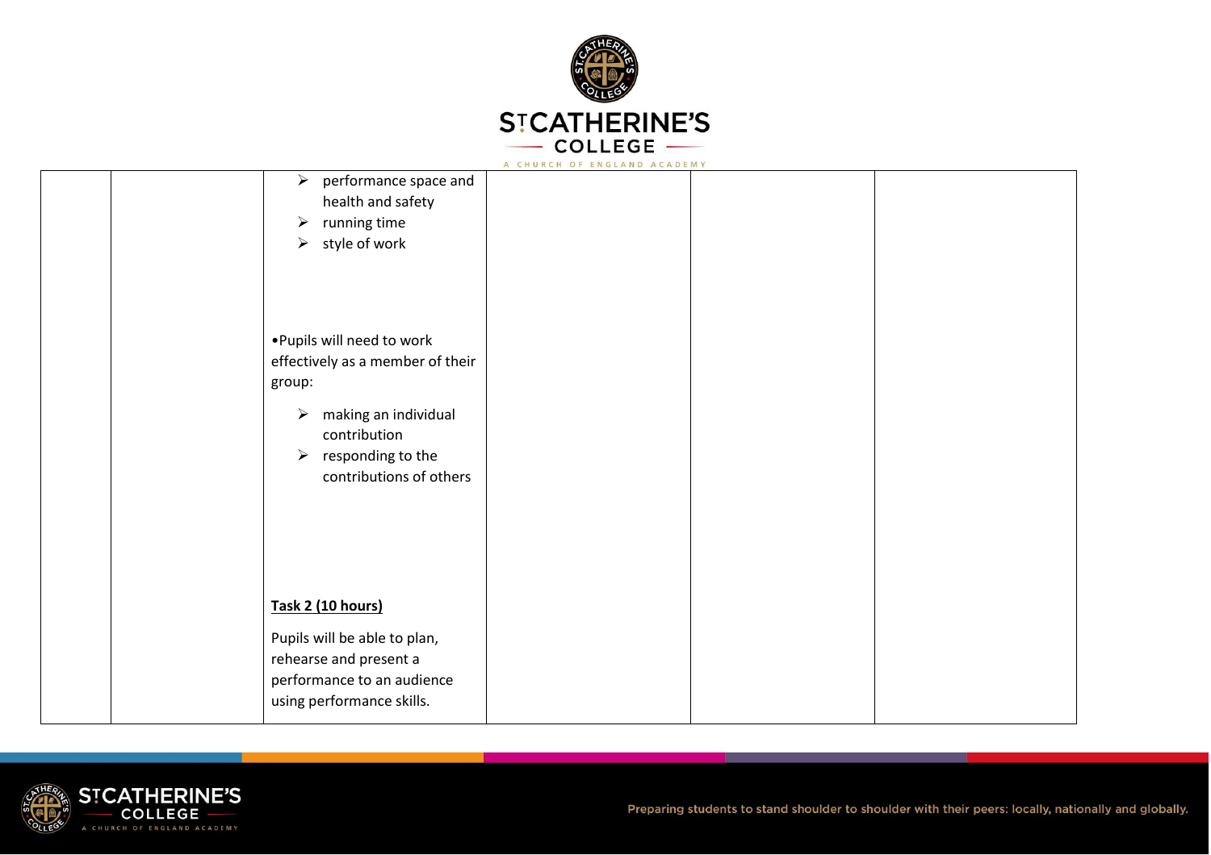| | | | | | |
|---|---|---|---|---|---|
| | | <ul><li>performance space and health and safety</li><li>running time</li><li>style of work</li></ul><br>•Pupils will need to work effectively as a member of their group:<ul><li>making an individual contribution</li><li>responding to the contributions of others</li></ul><br>**<u>Task 2 (10 hours)</u>**<br><br>Pupils will be able to plan, rehearse and present a performance to an audience using performance skills. | | | |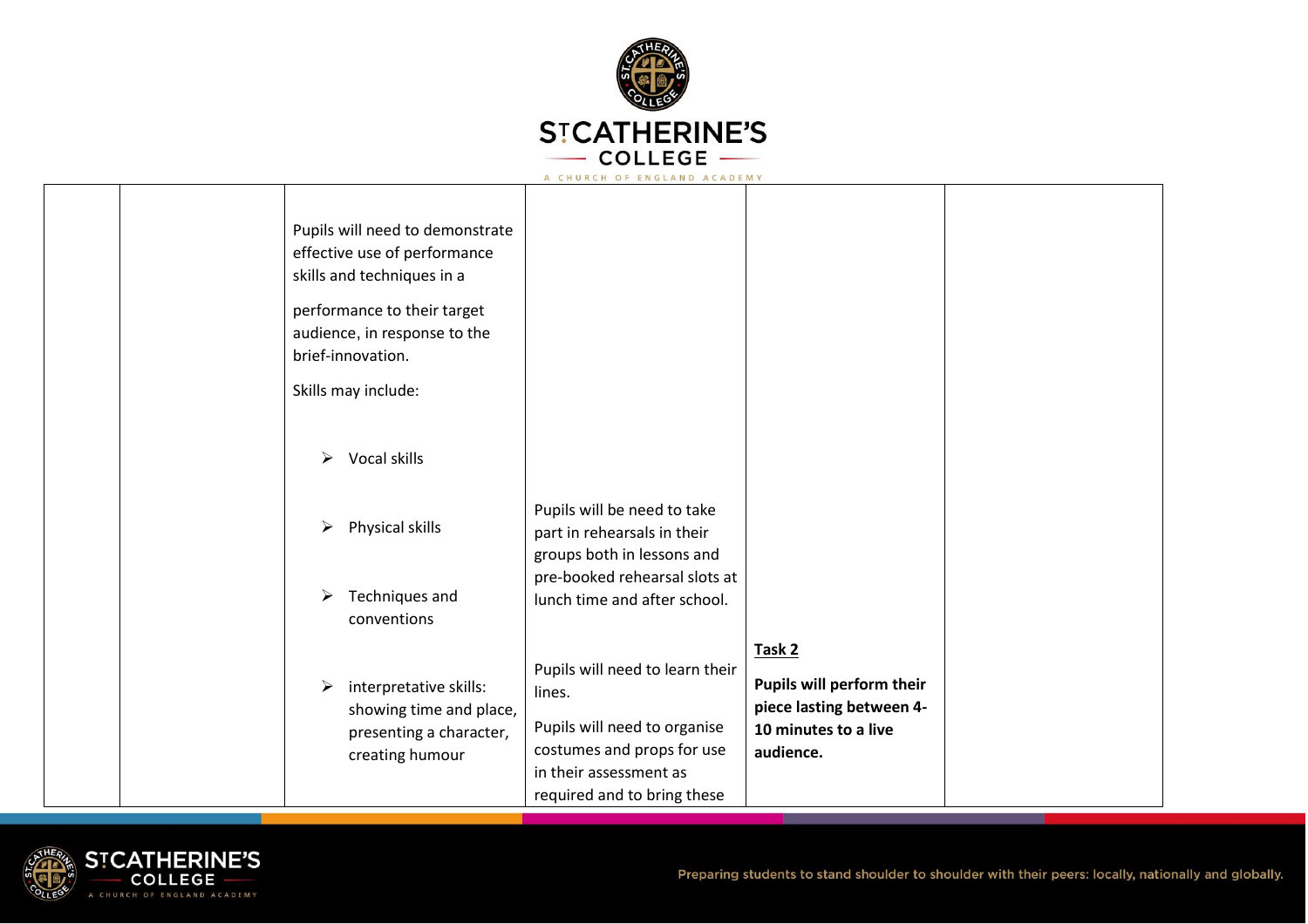|  |  |  |  |  |  |
|---|---|---|---|---|---|
|  |  | Pupils will need to demonstrate effective use of performance skills and techniques in a performance to their target audience, in response to the brief-innovation.<br><br>Skills may include:<br><br>➢ Vocal skills<br><br>➢ Physical skills<br><br>➢ Techniques and conventions<br><br>➢ interpretative skills: showing time and place, presenting a character, creating humour | Pupils will be need to take part in rehearsals in their groups both in lessons and pre-booked rehearsal slots at lunch time and after school.<br><br>Pupils will need to learn their lines.<br><br>Pupils will need to organise costumes and props for use in their assessment as required and to bring these | **<u>Task 2</u>**<br><br>**Pupils will perform their piece lasting between 4-10 minutes to a live audience.** |  |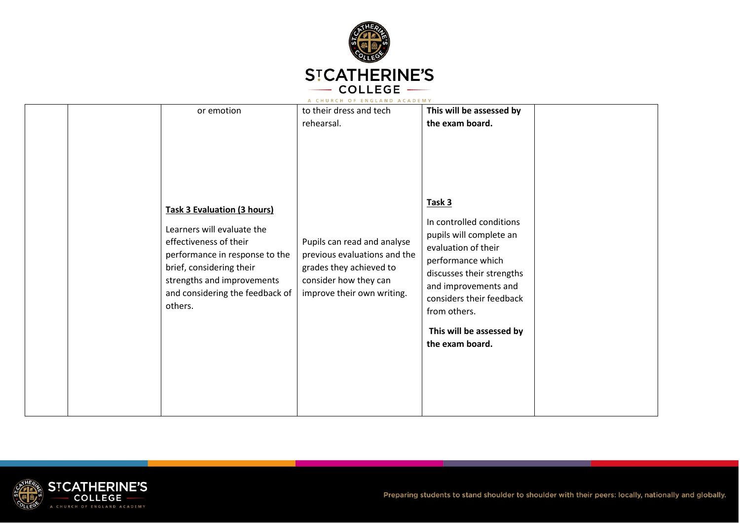| | | | | | |
|---|---|---|---|---|---|
| | | or emotion<br><br>**Task 3 Evaluation (3 hours)**<br><br>Learners will evaluate the effectiveness of their performance in response to the brief, considering their strengths and improvements and considering the feedback of others. | to their dress and tech rehearsal.<br><br>Pupils can read and analyse previous evaluations and the grades they achieved to consider how they can improve their own writing. | **This will be assessed by the exam board.**<br><br>**Task 3**<br><br>In controlled conditions pupils will complete an evaluation of their performance which discusses their strengths and improvements and considers their feedback from others.<br><br>**This will be assessed by the exam board.** | |